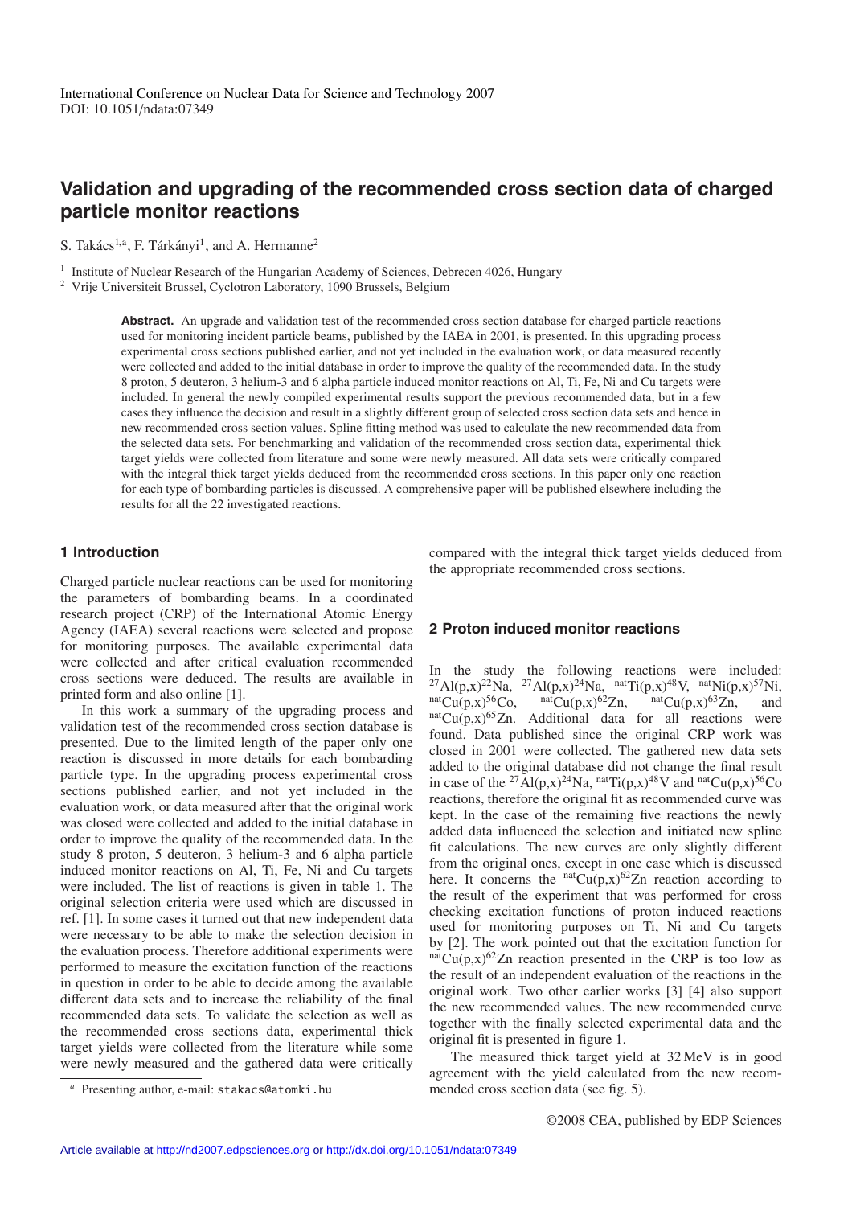International Conference on Nuclear Data for Science and Technology 2007
DOI: 10.1051/ndata:07349

# Validation and upgrading of the recommended cross section data of charged particle monitor reactions

S. Takács[1,a], F. Tárkányi[1], and A. Hermanne[2]

[1] Institute of Nuclear Research of the Hungarian Academy of Sciences, Debrecen 4026, Hungary
[2] Vrije Universiteit Brussel, Cyclotron Laboratory, 1090 Brussels, Belgium

**Abstract.** An upgrade and validation test of the recommended cross section database for charged particle reactions used for monitoring incident particle beams, published by the IAEA in 2001, is presented. In this upgrading process experimental cross sections published earlier, and not yet included in the evaluation work, or data measured recently were collected and added to the initial database in order to improve the quality of the recommended data. In the study 8 proton, 5 deuteron, 3 helium-3 and 6 alpha particle induced monitor reactions on Al, Ti, Fe, Ni and Cu targets were included. In general the newly compiled experimental results support the previous recommended data, but in a few cases they influence the decision and result in a slightly different group of selected cross section data sets and hence in new recommended cross section values. Spline fitting method was used to calculate the new recommended data from the selected data sets. For benchmarking and validation of the recommended cross section data, experimental thick target yields were collected from literature and some were newly measured. All data sets were critically compared with the integral thick target yields deduced from the recommended cross sections. In this paper only one reaction for each type of bombarding particles is discussed. A comprehensive paper will be published elsewhere including the results for all the 22 investigated reactions.

## 1 Introduction

Charged particle nuclear reactions can be used for monitoring the parameters of bombarding beams. In a coordinated research project (CRP) of the International Atomic Energy Agency (IAEA) several reactions were selected and propose for monitoring purposes. The available experimental data were collected and after critical evaluation recommended cross sections were deduced. The results are available in printed form and also online [1].

In this work a summary of the upgrading process and validation test of the recommended cross section database is presented. Due to the limited length of the paper only one reaction is discussed in more details for each bombarding particle type. In the upgrading process experimental cross sections published earlier, and not yet included in the evaluation work, or data measured after that the original work was closed were collected and added to the initial database in order to improve the quality of the recommended data. In the study 8 proton, 5 deuteron, 3 helium-3 and 6 alpha particle induced monitor reactions on Al, Ti, Fe, Ni and Cu targets were included. The list of reactions is given in table 1. The original selection criteria were used which are discussed in ref. [1]. In some cases it turned out that new independent data were necessary to be able to make the selection decision in the evaluation process. Therefore additional experiments were performed to measure the excitation function of the reactions in question in order to be able to decide among the available different data sets and to increase the reliability of the final recommended data sets. To validate the selection as well as the recommended cross sections data, experimental thick target yields were collected from the literature while some were newly measured and the gathered data were critically compared with the integral thick target yields deduced from the appropriate recommended cross sections.

## 2 Proton induced monitor reactions

In the study the following reactions were included: $^{27}$Al(p,x)$^{22}$Na, $^{27}$Al(p,x)$^{24}$Na, $^{nat}$Ti(p,x)$^{48}$V, $^{nat}$Ni(p,x)$^{57}$Ni, $^{nat}$Cu(p,x)$^{56}$Co, $^{nat}$Cu(p,x)$^{62}$Zn, $^{nat}$Cu(p,x)$^{63}$Zn, and $^{nat}$Cu(p,x)$^{65}$Zn. Additional data for all reactions were found. Data published since the original CRP work was closed in 2001 were collected. The gathered new data sets added to the original database did not change the final result in case of the $^{27}$Al(p,x)$^{24}$Na, $^{nat}$Ti(p,x)$^{48}$V and $^{nat}$Cu(p,x)$^{56}$Co reactions, therefore the original fit as recommended curve was kept. In the case of the remaining five reactions the newly added data influenced the selection and initiated new spline fit calculations. The new curves are only slightly different from the original ones, except in one case which is discussed here. It concerns the $^{nat}$Cu(p,x)$^{62}$Zn reaction according to the result of the experiment that was performed for cross checking excitation functions of proton induced reactions used for monitoring purposes on Ti, Ni and Cu targets by [2]. The work pointed out that the excitation function for $^{nat}$Cu(p,x)$^{62}$Zn reaction presented in the CRP is too low as the result of an independent evaluation of the reactions in the original work. Two other earlier works [3] [4] also support the new recommended values. The new recommended curve together with the finally selected experimental data and the original fit is presented in figure 1.

The measured thick target yield at 32 MeV is in good agreement with the yield calculated from the new recommended cross section data (see fig. 5).

[a] Presenting author, e-mail: stakacs@atomki.hu

©2008 CEA, published by EDP Sciences

Article available at http://nd2007.edpsciences.org or http://dx.doi.org/10.1051/ndata:07349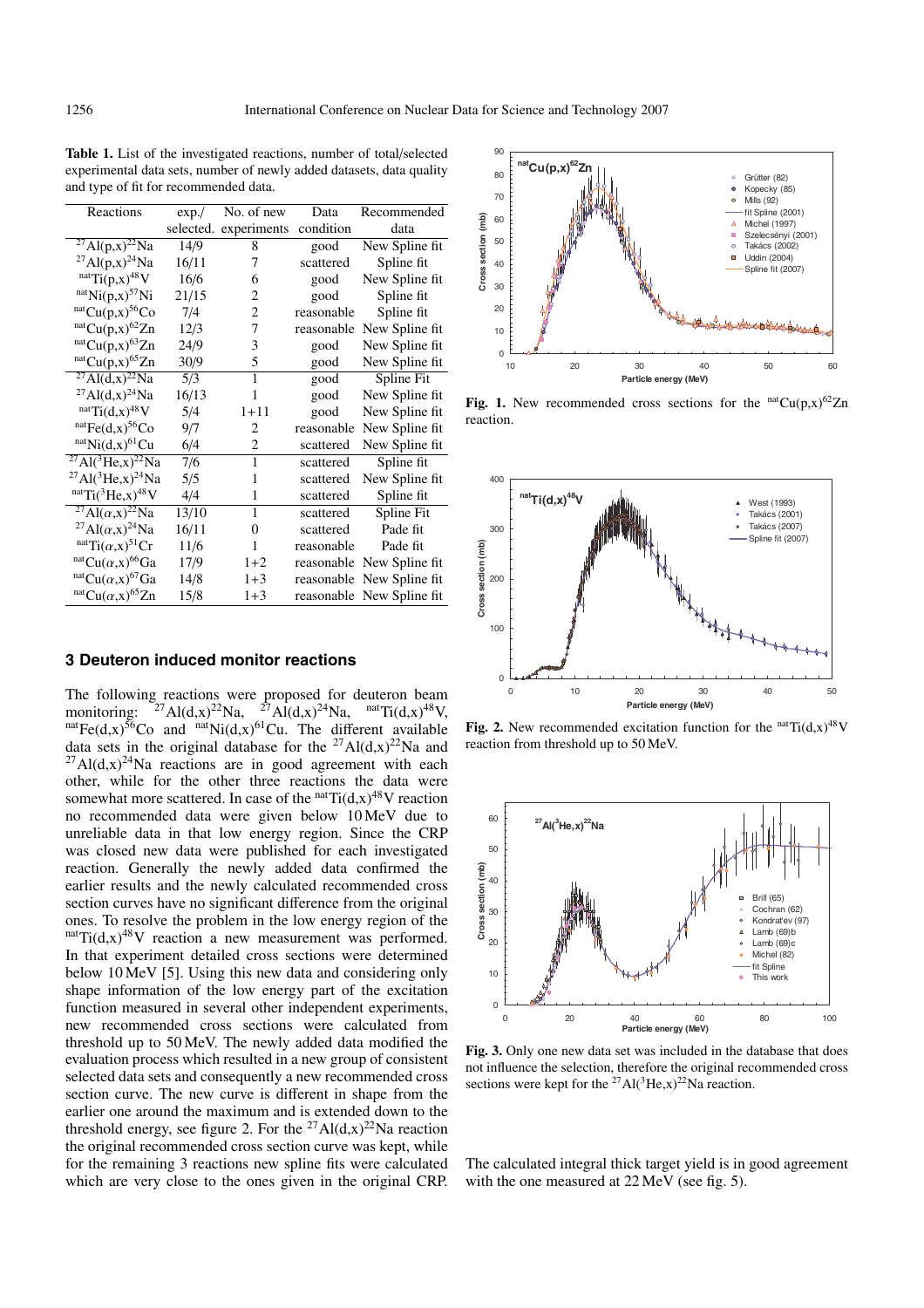**Table 1.** List of the investigated reactions, number of total/selected experimental data sets, number of newly added datasets, data quality and type of fit for recommended data.

| Reactions | exp./ selected. | No. of new experiments | Data condition | Recommended data |
|---|---|---|---|---|
| $^{27}Al(p,x)^{22}Na$ | 14/9 | 8 | good | New Spline fit |
| $^{27}Al(p,x)^{24}Na$ | 16/11 | 7 | scattered | Spline fit |
| $^{nat}Ti(p,x)^{48}V$ | 16/6 | 6 | good | New Spline fit |
| $^{nat}Ni(p,x)^{57}Ni$ | 21/15 | 2 | good | Spline fit |
| $^{nat}Cu(p,x)^{56}Co$ | 7/4 | 2 | reasonable | Spline fit |
| $^{nat}Cu(p,x)^{62}Zn$ | 12/3 | 7 | reasonable | New Spline fit |
| $^{nat}Cu(p,x)^{63}Zn$ | 24/9 | 3 | good | New Spline fit |
| $^{nat}Cu(p,x)^{65}Zn$ | 30/9 | 5 | good | New Spline fit |
| $^{27}Al(d,x)^{22}Na$ | 5/3 | 1 | good | Spline Fit |
| $^{27}Al(d,x)^{24}Na$ | 16/13 | 1 | good | New Spline fit |
| $^{nat}Ti(d,x)^{48}V$ | 5/4 | 1+11 | good | New Spline fit |
| $^{nat}Fe(d,x)^{56}Co$ | 9/7 | 2 | reasonable | New Spline fit |
| $^{nat}Ni(d,x)^{61}Cu$ | 6/4 | 2 | scattered | New Spline fit |
| $^{27}Al(^{3}He,x)^{22}Na$ | 7/6 | 1 | scattered | Spline fit |
| $^{27}Al(^{3}He,x)^{24}Na$ | 5/5 | 1 | scattered | New Spline fit |
| $^{nat}Ti(^{3}He,x)^{48}V$ | 4/4 | 1 | scattered | Spline fit |
| $^{27}Al(\alpha,x)^{22}Na$ | 13/10 | 1 | scattered | Spline Fit |
| $^{27}Al(\alpha,x)^{24}Na$ | 16/11 | 0 | scattered | Pade fit |
| $^{nat}Ti(\alpha,x)^{51}Cr$ | 11/6 | 1 | reasonable | Pade fit |
| $^{nat}Cu(\alpha,x)^{66}Ga$ | 17/9 | 1+2 | reasonable | New Spline fit |
| $^{nat}Cu(\alpha,x)^{67}Ga$ | 14/8 | 1+3 | reasonable | New Spline fit |
| $^{nat}Cu(\alpha,x)^{65}Zn$ | 15/8 | 1+3 | reasonable | New Spline fit |

## 3 Deuteron induced monitor reactions

The following reactions were proposed for deuteron beam monitoring: $^{27}Al(d,x)^{22}Na$, $^{27}Al(d,x)^{24}Na$, $^{nat}Ti(d,x)^{48}V$, $^{nat}Fe(d,x)^{56}Co$ and $^{nat}Ni(d,x)^{61}Cu$. The different available data sets in the original database for the $^{27}Al(d,x)^{22}Na$ and $^{27}Al(d,x)^{24}Na$ reactions are in good agreement with each other, while for the other three reactions the data were somewhat more scattered. In case of the $^{nat}Ti(d,x)^{48}V$ reaction no recommended data were given below 10 MeV due to unreliable data in that low energy region. Since the CRP was closed new data were published for each investigated reaction. Generally the newly added data confirmed the earlier results and the newly calculated recommended cross section curves have no significant difference from the original ones. To resolve the problem in the low energy region of the $^{nat}Ti(d,x)^{48}V$ reaction a new measurement was performed. In that experiment detailed cross sections were determined below 10 MeV [5]. Using this new data and considering only shape information of the low energy part of the excitation function measured in several other independent experiments, new recommended cross sections were calculated from threshold up to 50 MeV. The newly added data modified the evaluation process which resulted in a new group of consistent selected data sets and consequently a new recommended cross section curve. The new curve is different in shape from the earlier one around the maximum and is extended down to the threshold energy, see figure 2. For the $^{27}Al(d,x)^{22}Na$ reaction the original recommended cross section curve was kept, while for the remaining 3 reactions new spline fits were calculated which are very close to the ones given in the original CRP. The calculated integral thick target yield is in good agreement with the one measured at 22 MeV (see fig. 5).

**Fig. 1.** New recommended cross sections for the $^{nat}Cu(p,x)^{62}Zn$ reaction.

**Fig. 2.** New recommended excitation function for the $^{nat}Ti(d,x)^{48}V$ reaction from threshold up to 50 MeV.

**Fig. 3.** Only one new data set was included in the database that does not influence the selection, therefore the original recommended cross sections were kept for the $^{27}Al(^{3}He,x)^{22}Na$ reaction.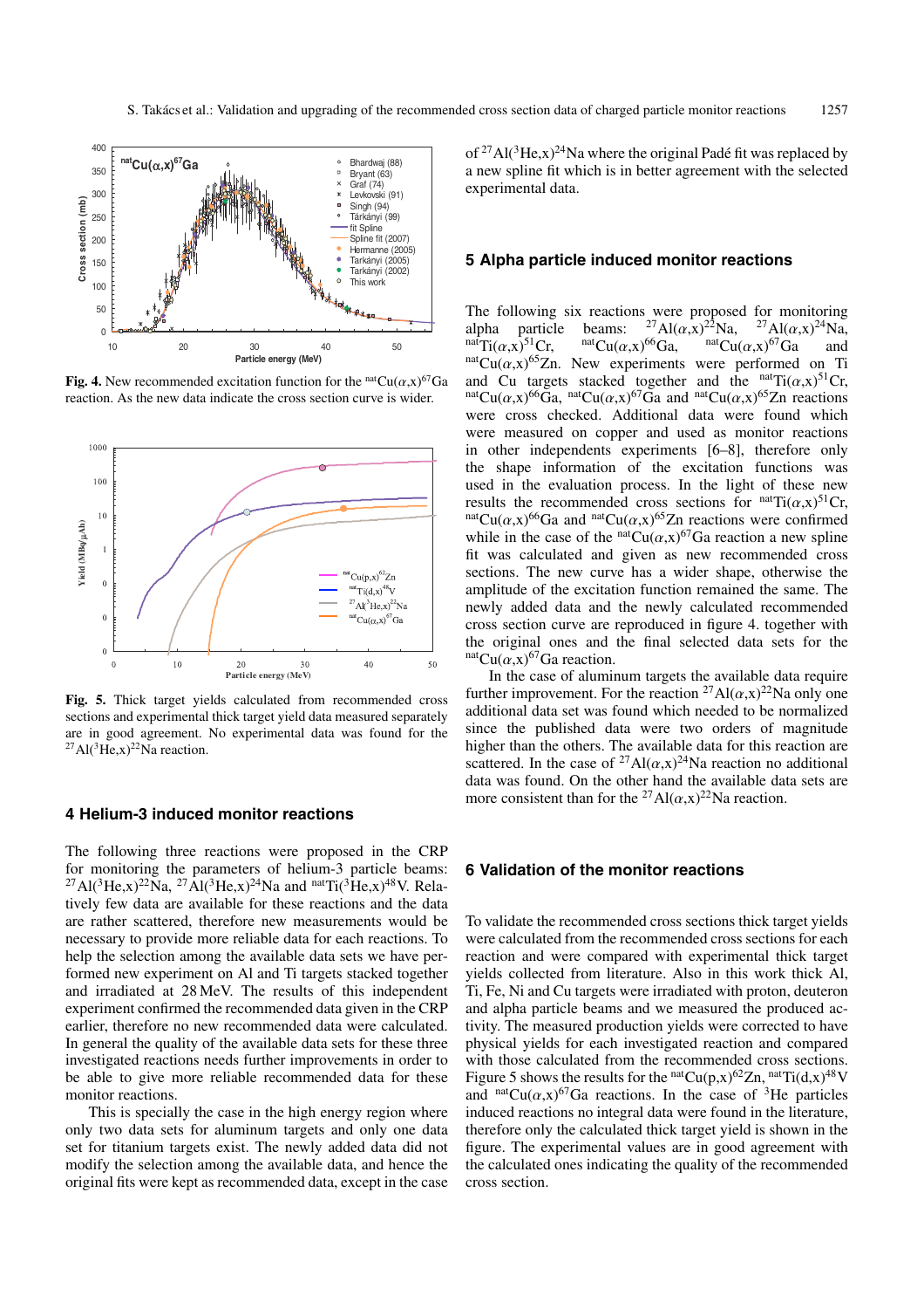**Fig. 4.** New recommended excitation function for the $^{nat}Cu(\alpha,x)^{67}Ga$ reaction. As the new data indicate the cross section curve is wider.

**Fig. 5.** Thick target yields calculated from recommended cross sections and experimental thick target yield data measured separately are in good agreement. No experimental data was found for the $^{27}Al(^3He,x)^{22}Na$ reaction.

## 4 Helium-3 induced monitor reactions

The following three reactions were proposed in the CRP for monitoring the parameters of helium-3 particle beams: $^{27}Al(^3He,x)^{22}Na$, $^{27}Al(^3He,x)^{24}Na$ and $^{nat}Ti(^3He,x)^{48}V$. Relatively few data are available for these reactions and the data are rather scattered, therefore new measurements would be necessary to provide more reliable data for each reactions. To help the selection among the available data sets we have performed new experiment on Al and Ti targets stacked together and irradiated at 28 MeV. The results of this independent experiment confirmed the recommended data given in the CRP earlier, therefore no new recommended data were calculated. In general the quality of the available data sets for these three investigated reactions needs further improvements in order to be able to give more reliable recommended data for these monitor reactions.

This is specially the case in the high energy region where only two data sets for aluminum targets and only one data set for titanium targets exist. The newly added data did not modify the selection among the available data, and hence the original fits were kept as recommended data, except in the case of $^{27}Al(^3He,x)^{24}Na$ where the original Padé fit was replaced by a new spline fit which is in better agreement with the selected experimental data.

## 5 Alpha particle induced monitor reactions

The following six reactions were proposed for monitoring alpha particle beams: $^{27}Al(\alpha,x)^{22}Na$, $^{27}Al(\alpha,x)^{24}Na$, $^{nat}Ti(\alpha,x)^{51}Cr$, $^{nat}Cu(\alpha,x)^{66}Ga$, $^{nat}Cu(\alpha,x)^{67}Ga$ and $^{nat}Cu(\alpha,x)^{65}Zn$. New experiments were performed on Ti and Cu targets stacked together and the $^{nat}Ti(\alpha,x)^{51}Cr$, $^{nat}Cu(\alpha,x)^{66}Ga$, $^{nat}Cu(\alpha,x)^{67}Ga$ and $^{nat}Cu(\alpha,x)^{65}Zn$ reactions were cross checked. Additional data were found which were measured on copper and used as monitor reactions in other independents experiments [6–8], therefore only the shape information of the excitation functions was used in the evaluation process. In the light of these new results the recommended cross sections for $^{nat}Ti(\alpha,x)^{51}Cr$, $^{nat}Cu(\alpha,x)^{66}Ga$ and $^{nat}Cu(\alpha,x)^{65}Zn$ reactions were confirmed while in the case of the $^{nat}Cu(\alpha,x)^{67}Ga$ reaction a new spline fit was calculated and given as new recommended cross sections. The new curve has a wider shape, otherwise the amplitude of the excitation function remained the same. The newly added data and the newly calculated recommended cross section curve are reproduced in figure 4. together with the original ones and the final selected data sets for the $^{nat}Cu(\alpha,x)^{67}Ga$ reaction.

In the case of aluminum targets the available data require further improvement. For the reaction $^{27}Al(\alpha,x)^{22}Na$ only one additional data set was found which needed to be normalized since the published data were two orders of magnitude higher than the others. The available data for this reaction are scattered. In the case of $^{27}Al(\alpha,x)^{24}Na$ reaction no additional data was found. On the other hand the available data sets are more consistent than for the $^{27}Al(\alpha,x)^{22}Na$ reaction.

## 6 Validation of the monitor reactions

To validate the recommended cross sections thick target yields were calculated from the recommended cross sections for each reaction and were compared with experimental thick target yields collected from literature. Also in this work thick Al, Ti, Fe, Ni and Cu targets were irradiated with proton, deuteron and alpha particle beams and we measured the produced activity. The measured production yields were corrected to have physical yields for each investigated reaction and compared with those calculated from the recommended cross sections. Figure 5 shows the results for the $^{nat}Cu(p,x)^{62}Zn$, $^{nat}Ti(d,x)^{48}V$ and $^{nat}Cu(\alpha,x)^{67}Ga$ reactions. In the case of $^3He$ particles induced reactions no integral data were found in the literature, therefore only the calculated thick target yield is shown in the figure. The experimental values are in good agreement with the calculated ones indicating the quality of the recommended cross section.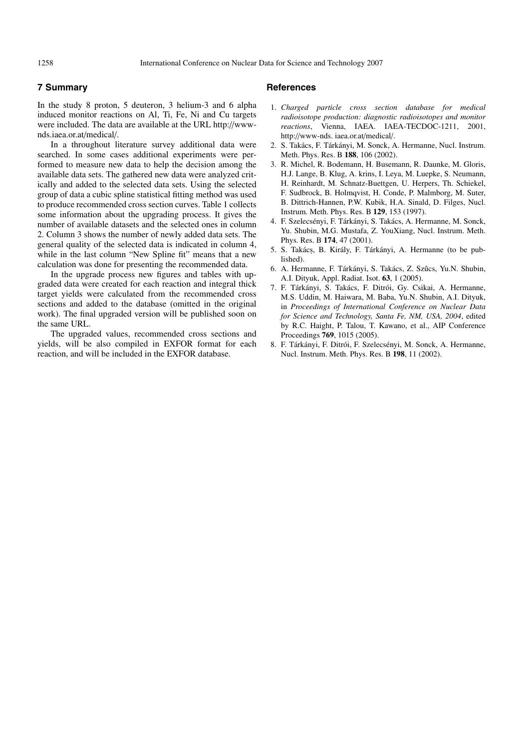## 7 Summary

In the study 8 proton, 5 deuteron, 3 helium-3 and 6 alpha induced monitor reactions on Al, Ti, Fe, Ni and Cu targets were included. The data are available at the URL http://www-nds.iaea.or.at/medical/.

In a throughout literature survey additional data were searched. In some cases additional experiments were performed to measure new data to help the decision among the available data sets. The gathered new data were analyzed critically and added to the selected data sets. Using the selected group of data a cubic spline statistical fitting method was used to produce recommended cross section curves. Table 1 collects some information about the upgrading process. It gives the number of available datasets and the selected ones in column 2. Column 3 shows the number of newly added data sets. The general quality of the selected data is indicated in column 4, while in the last column "New Spline fit" means that a new calculation was done for presenting the recommended data.

In the upgrade process new figures and tables with upgraded data were created for each reaction and integral thick target yields were calculated from the recommended cross sections and added to the database (omitted in the original work). The final upgraded version will be published soon on the same URL.

The upgraded values, recommended cross sections and yields, will be also compiled in EXFOR format for each reaction, and will be included in the EXFOR database.

## References

1. *Charged particle cross section database for medical radioisotope production: diagnostic radioisotopes and monitor reactions*, Vienna, IAEA. IAEA-TECDOC-1211, 2001, http://www-nds. iaea.or.at/medical/.
2. S. Takács, F. Tárkányi, M. Sonck, A. Hermanne, Nucl. Instrum. Meth. Phys. Res. B **188**, 106 (2002).
3. R. Michel, R. Bodemann, H. Busemann, R. Daunke, M. Gloris, H.J. Lange, B. Klug, A. krins, I. Leya, M. Luepke, S. Neumann, H. Reinhardt, M. Schnatz-Buettgen, U. Herpers, Th. Schiekel, F. Sudbrock, B. Holmqvist, H. Conde, P. Malmborg, M. Suter, B. Dittrich-Hannen, P.W. Kubik, H.A. Sinald, D. Filges, Nucl. Instrum. Meth. Phys. Res. B **129**, 153 (1997).
4. F. Szelecsényi, F. Tárkányi, S. Takács, A. Hermanne, M. Sonck, Yu. Shubin, M.G. Mustafa, Z. YouXiang, Nucl. Instrum. Meth. Phys. Res. B **174**, 47 (2001).
5. S. Takács, B. Király, F. Tárkányi, A. Hermanne (to be published).
6. A. Hermanne, F. Tárkányi, S. Takács, Z. Szûcs, Yu.N. Shubin, A.I. Dityuk, Appl. Radiat. Isot. **63**, 1 (2005).
7. F. Tárkányi, S. Takács, F. Ditrói, Gy. Csikai, A. Hermanne, M.S. Uddin, M. Haiwara, M. Baba, Yu.N. Shubin, A.I. Dityuk, in *Proceedings of International Conference on Nuclear Data for Science and Technology, Santa Fe, NM, USA, 2004*, edited by R.C. Haight, P. Talou, T. Kawano, et al., AIP Conference Proceedings **769**, 1015 (2005).
8. F. Tárkányi, F. Ditrói, F. Szelecsényi, M. Sonck, A. Hermanne, Nucl. Instrum. Meth. Phys. Res. B **198**, 11 (2002).